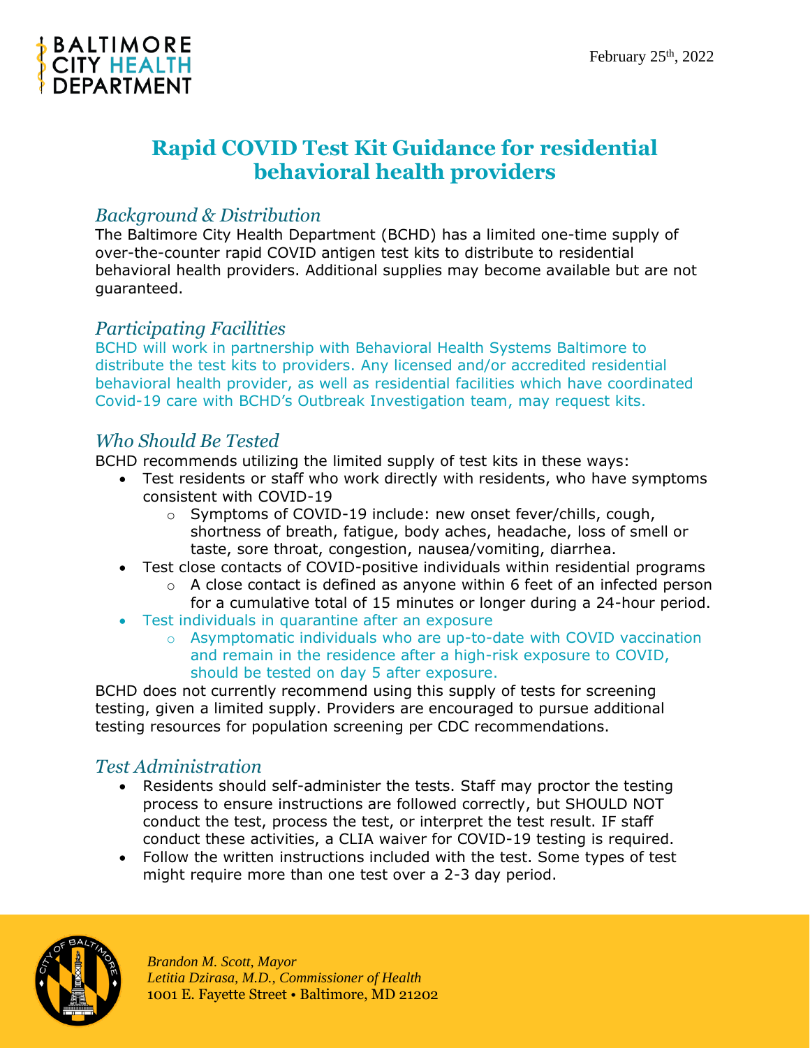BALTIMORE CITY HEALTH DEPARTMENT

February 25th, 2022

# Rapid COVID Test Kit Guidance for residential behavioral health providers

## *Background & Distribution*

The Baltimore City Health Department (BCHD) has a limited one-time supply of over-the-counter rapid COVID antigen test kits to distribute to residential behavioral health providers. Additional supplies may become available but are not guaranteed.

## *Participating Facilities*

BCHD will work in partnership with Behavioral Health Systems Baltimore to distribute the test kits to providers. Any licensed and/or accredited residential behavioral health provider, as well as residential facilities which have coordinated Covid-19 care with BCHD's Outbreak Investigation team, may request kits.

## *Who Should Be Tested*

BCHD recommends utilizing the limited supply of test kits in these ways:

- Test residents or staff who work directly with residents, who have symptoms consistent with COVID-19
  - Symptoms of COVID-19 include: new onset fever/chills, cough, shortness of breath, fatigue, body aches, headache, loss of smell or taste, sore throat, congestion, nausea/vomiting, diarrhea.
- Test close contacts of COVID-positive individuals within residential programs
  - A close contact is defined as anyone within 6 feet of an infected person for a cumulative total of 15 minutes or longer during a 24-hour period.
- Test individuals in quarantine after an exposure
  - Asymptomatic individuals who are up-to-date with COVID vaccination and remain in the residence after a high-risk exposure to COVID, should be tested on day 5 after exposure.

BCHD does not currently recommend using this supply of tests for screening testing, given a limited supply. Providers are encouraged to pursue additional testing resources for population screening per CDC recommendations.

## *Test Administration*

- Residents should self-administer the tests. Staff may proctor the testing process to ensure instructions are followed correctly, but SHOULD NOT conduct the test, process the test, or interpret the test result. IF staff conduct these activities, a CLIA waiver for COVID-19 testing is required.
- Follow the written instructions included with the test. Some types of test might require more than one test over a 2-3 day period.

*Brandon M. Scott, Mayor*
*Letitia Dzirasa, M.D., Commissioner of Health*
1001 E. Fayette Street • Baltimore, MD 21202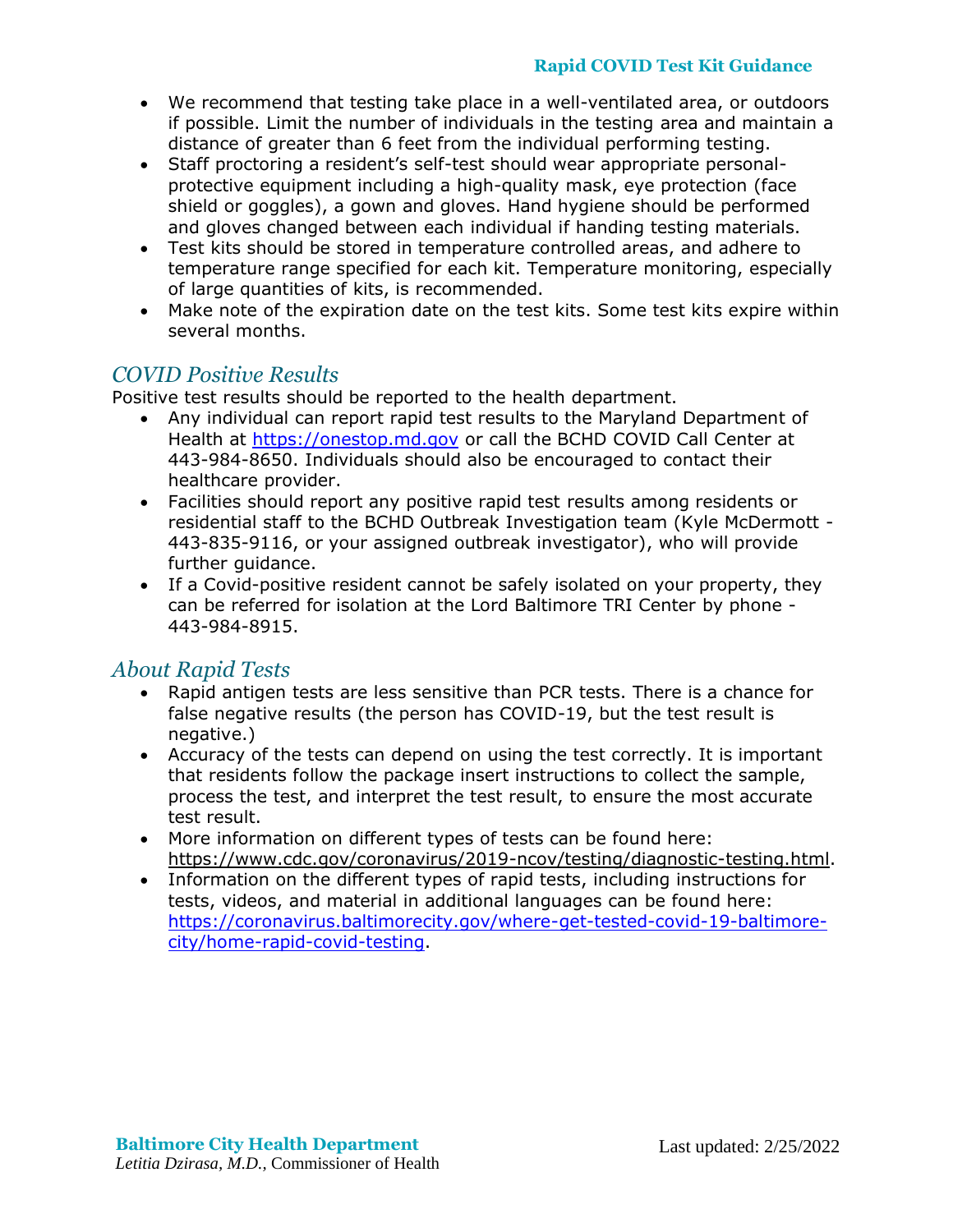- We recommend that testing take place in a well-ventilated area, or outdoors if possible. Limit the number of individuals in the testing area and maintain a distance of greater than 6 feet from the individual performing testing.
- Staff proctoring a resident's self-test should wear appropriate personal-protective equipment including a high-quality mask, eye protection (face shield or goggles), a gown and gloves. Hand hygiene should be performed and gloves changed between each individual if handing testing materials.
- Test kits should be stored in temperature controlled areas, and adhere to temperature range specified for each kit. Temperature monitoring, especially of large quantities of kits, is recommended.
- Make note of the expiration date on the test kits. Some test kits expire within several months.

## *COVID Positive Results*

Positive test results should be reported to the health department.

- Any individual can report rapid test results to the Maryland Department of Health at https://onestop.md.gov or call the BCHD COVID Call Center at 443-984-8650. Individuals should also be encouraged to contact their healthcare provider.
- Facilities should report any positive rapid test results among residents or residential staff to the BCHD Outbreak Investigation team (Kyle McDermott - 443-835-9116, or your assigned outbreak investigator), who will provide further guidance.
- If a Covid-positive resident cannot be safely isolated on your property, they can be referred for isolation at the Lord Baltimore TRI Center by phone - 443-984-8915.

## *About Rapid Tests*

- Rapid antigen tests are less sensitive than PCR tests. There is a chance for false negative results (the person has COVID-19, but the test result is negative.)
- Accuracy of the tests can depend on using the test correctly. It is important that residents follow the package insert instructions to collect the sample, process the test, and interpret the test result, to ensure the most accurate test result.
- More information on different types of tests can be found here: https://www.cdc.gov/coronavirus/2019-ncov/testing/diagnostic-testing.html.
- Information on the different types of rapid tests, including instructions for tests, videos, and material in additional languages can be found here: https://coronavirus.baltimorecity.gov/where-get-tested-covid-19-baltimore-city/home-rapid-covid-testing.